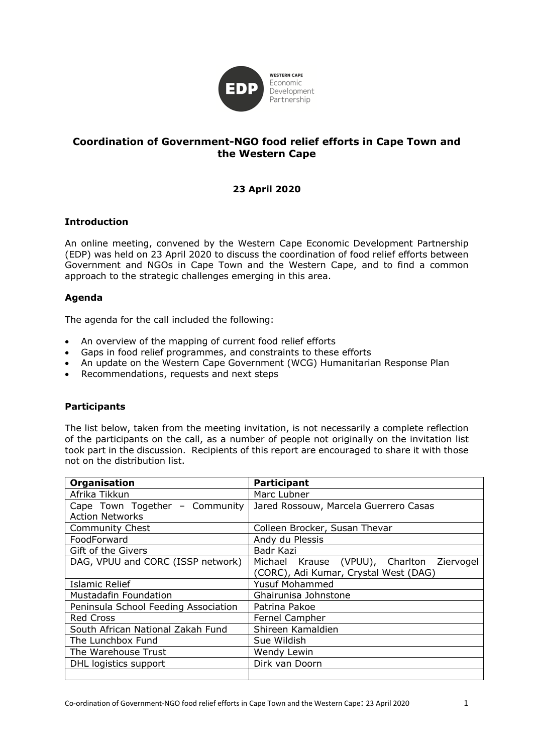# Coordination of Government-NGO food relief efforts in Cape Town and the Western Cape

**23 April 2020**

## Introduction

An online meeting, convened by the Western Cape Economic Development Partnership (EDP) was held on 23 April 2020 to discuss the coordination of food relief efforts between Government and NGOs in Cape Town and the Western Cape, and to find a common approach to the strategic challenges emerging in this area.

## Agenda

The agenda for the call included the following:

- An overview of the mapping of current food relief efforts
- Gaps in food relief programmes, and constraints to these efforts
- An update on the Western Cape Government (WCG) Humanitarian Response Plan
- Recommendations, requests and next steps

## Participants

The list below, taken from the meeting invitation, is not necessarily a complete reflection of the participants on the call, as a number of people not originally on the invitation list took part in the discussion. Recipients of this report are encouraged to share it with those not on the distribution list.

| Organisation | Participant |
|---|---|
| Afrika Tikkun | Marc Lubner |
| Cape Town Together – Community Action Networks | Jared Rossouw, Marcela Guerrero Casas |
| Community Chest | Colleen Brocker, Susan Thevar |
| FoodForward | Andy du Plessis |
| Gift of the Givers | Badr Kazi |
| DAG, VPUU and CORC (ISSP network) | Michael Krause (VPUU), Charlton Ziervogel (CORC), Adi Kumar, Crystal West (DAG) |
| Islamic Relief | Yusuf Mohammed |
| Mustadafin Foundation | Ghairunisa Johnstone |
| Peninsula School Feeding Association | Patrina Pakoe |
| Red Cross | Fernel Campher |
| South African National Zakah Fund | Shireen Kamaldien |
| The Lunchbox Fund | Sue Wildish |
| The Warehouse Trust | Wendy Lewin |
| DHL logistics support | Dirk van Doorn |
| | |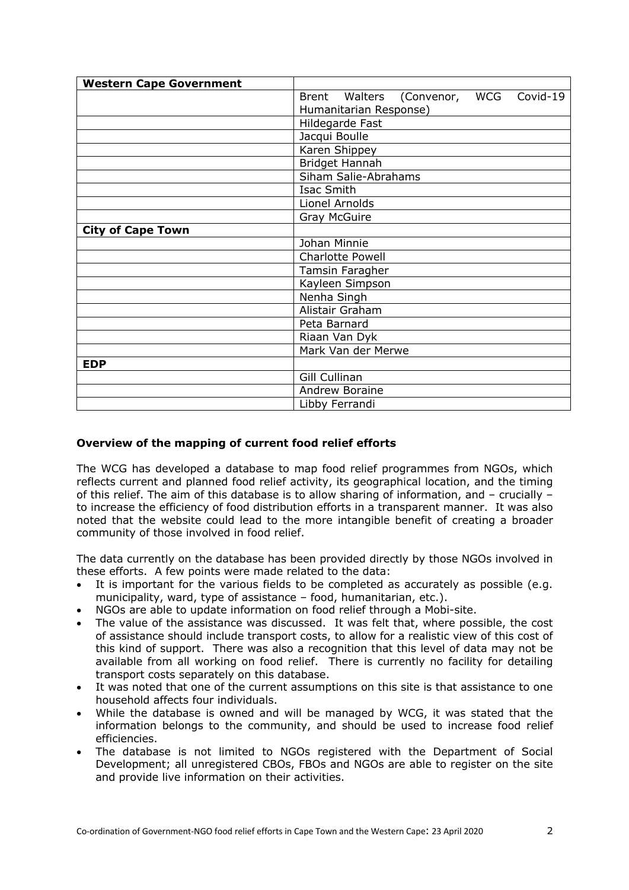| **Western Cape Government** | |
|---|---|
| | Brent Walters (Convenor, WCG Covid-19 Humanitarian Response) |
| | Hildegarde Fast |
| | Jacqui Boulle |
| | Karen Shippey |
| | Bridget Hannah |
| | Siham Salie-Abrahams |
| | Isac Smith |
| | Lionel Arnolds |
| | Gray McGuire |
| **City of Cape Town** | |
| | Johan Minnie |
| | Charlotte Powell |
| | Tamsin Faragher |
| | Kayleen Simpson |
| | Nenha Singh |
| | Alistair Graham |
| | Peta Barnard |
| | Riaan Van Dyk |
| | Mark Van der Merwe |
| **EDP** | |
| | Gill Cullinan |
| | Andrew Boraine |
| | Libby Ferrandi |

### Overview of the mapping of current food relief efforts

The WCG has developed a database to map food relief programmes from NGOs, which reflects current and planned food relief activity, its geographical location, and the timing of this relief. The aim of this database is to allow sharing of information, and – crucially – to increase the efficiency of food distribution efforts in a transparent manner. It was also noted that the website could lead to the more intangible benefit of creating a broader community of those involved in food relief.

The data currently on the database has been provided directly by those NGOs involved in these efforts. A few points were made related to the data:

- It is important for the various fields to be completed as accurately as possible (e.g. municipality, ward, type of assistance – food, humanitarian, etc.).
- NGOs are able to update information on food relief through a Mobi-site.
- The value of the assistance was discussed. It was felt that, where possible, the cost of assistance should include transport costs, to allow for a realistic view of this cost of this kind of support. There was also a recognition that this level of data may not be available from all working on food relief. There is currently no facility for detailing transport costs separately on this database.
- It was noted that one of the current assumptions on this site is that assistance to one household affects four individuals.
- While the database is owned and will be managed by WCG, it was stated that the information belongs to the community, and should be used to increase food relief efficiencies.
- The database is not limited to NGOs registered with the Department of Social Development; all unregistered CBOs, FBOs and NGOs are able to register on the site and provide live information on their activities.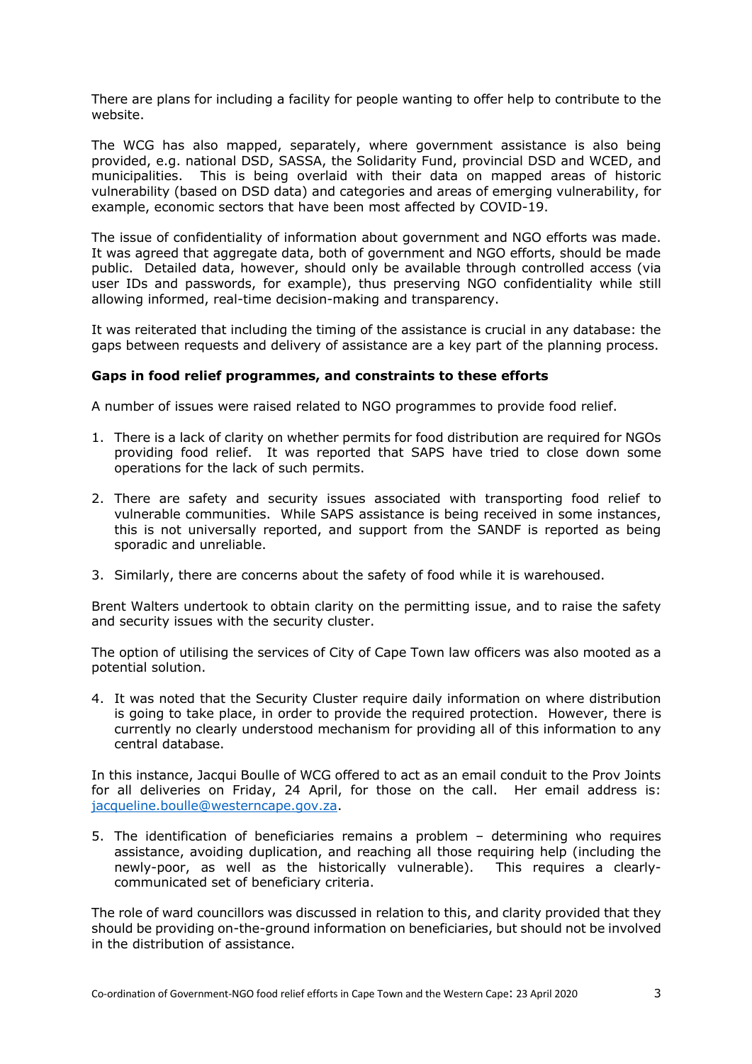There are plans for including a facility for people wanting to offer help to contribute to the website.

The WCG has also mapped, separately, where government assistance is also being provided, e.g. national DSD, SASSA, the Solidarity Fund, provincial DSD and WCED, and municipalities. This is being overlaid with their data on mapped areas of historic vulnerability (based on DSD data) and categories and areas of emerging vulnerability, for example, economic sectors that have been most affected by COVID-19.

The issue of confidentiality of information about government and NGO efforts was made. It was agreed that aggregate data, both of government and NGO efforts, should be made public. Detailed data, however, should only be available through controlled access (via user IDs and passwords, for example), thus preserving NGO confidentiality while still allowing informed, real-time decision-making and transparency.

It was reiterated that including the timing of the assistance is crucial in any database: the gaps between requests and delivery of assistance are a key part of the planning process.

**Gaps in food relief programmes, and constraints to these efforts**

A number of issues were raised related to NGO programmes to provide food relief.

1. There is a lack of clarity on whether permits for food distribution are required for NGOs providing food relief. It was reported that SAPS have tried to close down some operations for the lack of such permits.

2. There are safety and security issues associated with transporting food relief to vulnerable communities. While SAPS assistance is being received in some instances, this is not universally reported, and support from the SANDF is reported as being sporadic and unreliable.

3. Similarly, there are concerns about the safety of food while it is warehoused.

Brent Walters undertook to obtain clarity on the permitting issue, and to raise the safety and security issues with the security cluster.

The option of utilising the services of City of Cape Town law officers was also mooted as a potential solution.

4. It was noted that the Security Cluster require daily information on where distribution is going to take place, in order to provide the required protection. However, there is currently no clearly understood mechanism for providing all of this information to any central database.

In this instance, Jacqui Boulle of WCG offered to act as an email conduit to the Prov Joints for all deliveries on Friday, 24 April, for those on the call. Her email address is: jacqueline.boulle@westerncape.gov.za.

5. The identification of beneficiaries remains a problem – determining who requires assistance, avoiding duplication, and reaching all those requiring help (including the newly-poor, as well as the historically vulnerable). This requires a clearly-communicated set of beneficiary criteria.

The role of ward councillors was discussed in relation to this, and clarity provided that they should be providing on-the-ground information on beneficiaries, but should not be involved in the distribution of assistance.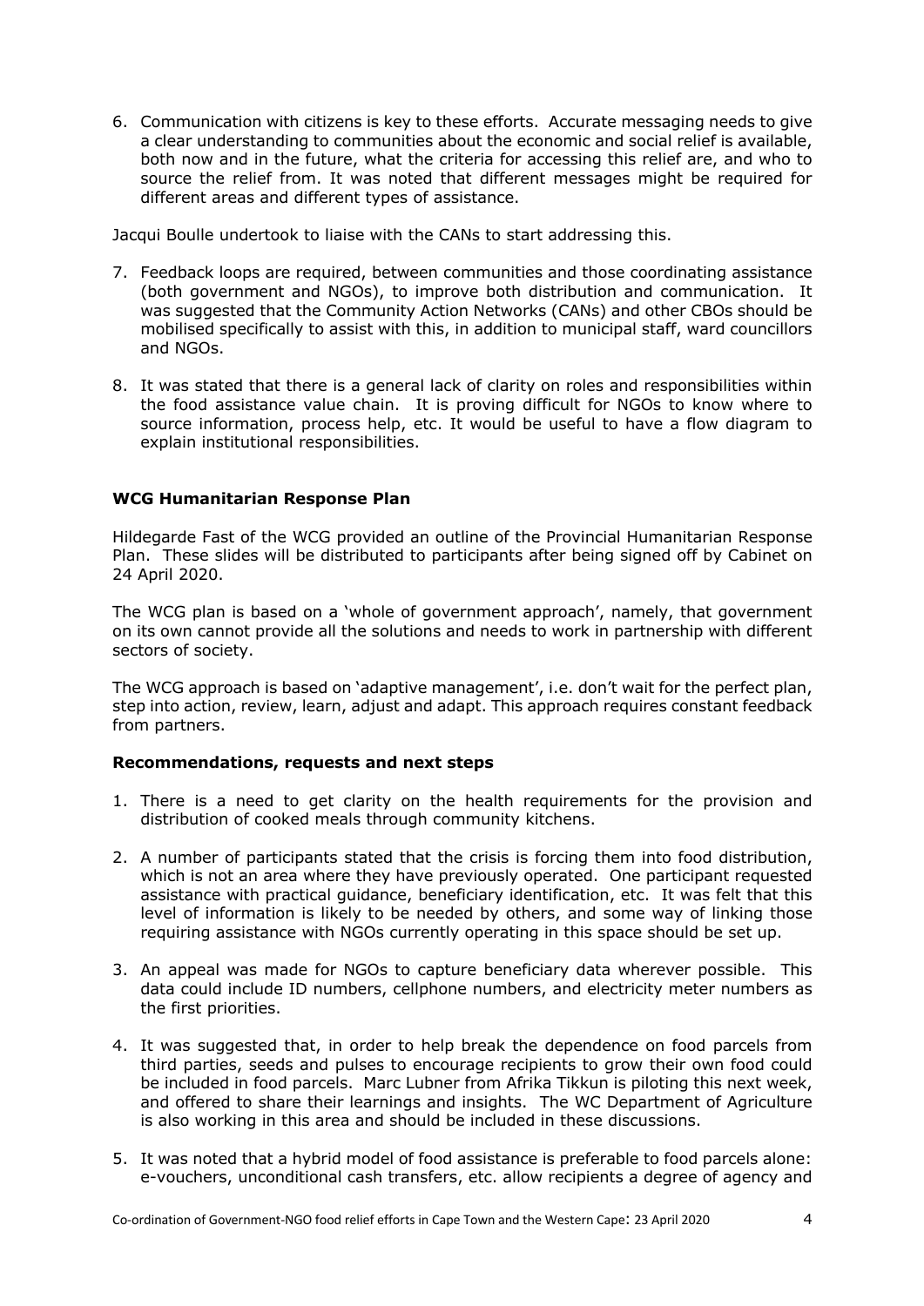6. Communication with citizens is key to these efforts. Accurate messaging needs to give a clear understanding to communities about the economic and social relief is available, both now and in the future, what the criteria for accessing this relief are, and who to source the relief from. It was noted that different messages might be required for different areas and different types of assistance.

Jacqui Boulle undertook to liaise with the CANs to start addressing this.

7. Feedback loops are required, between communities and those coordinating assistance (both government and NGOs), to improve both distribution and communication. It was suggested that the Community Action Networks (CANs) and other CBOs should be mobilised specifically to assist with this, in addition to municipal staff, ward councillors and NGOs.

8. It was stated that there is a general lack of clarity on roles and responsibilities within the food assistance value chain. It is proving difficult for NGOs to know where to source information, process help, etc. It would be useful to have a flow diagram to explain institutional responsibilities.

### WCG Humanitarian Response Plan

Hildegarde Fast of the WCG provided an outline of the Provincial Humanitarian Response Plan. These slides will be distributed to participants after being signed off by Cabinet on 24 April 2020.

The WCG plan is based on a 'whole of government approach', namely, that government on its own cannot provide all the solutions and needs to work in partnership with different sectors of society.

The WCG approach is based on 'adaptive management', i.e. don't wait for the perfect plan, step into action, review, learn, adjust and adapt. This approach requires constant feedback from partners.

### Recommendations, requests and next steps

1. There is a need to get clarity on the health requirements for the provision and distribution of cooked meals through community kitchens.

2. A number of participants stated that the crisis is forcing them into food distribution, which is not an area where they have previously operated. One participant requested assistance with practical guidance, beneficiary identification, etc. It was felt that this level of information is likely to be needed by others, and some way of linking those requiring assistance with NGOs currently operating in this space should be set up.

3. An appeal was made for NGOs to capture beneficiary data wherever possible. This data could include ID numbers, cellphone numbers, and electricity meter numbers as the first priorities.

4. It was suggested that, in order to help break the dependence on food parcels from third parties, seeds and pulses to encourage recipients to grow their own food could be included in food parcels. Marc Lubner from Afrika Tikkun is piloting this next week, and offered to share their learnings and insights. The WC Department of Agriculture is also working in this area and should be included in these discussions.

5. It was noted that a hybrid model of food assistance is preferable to food parcels alone: e-vouchers, unconditional cash transfers, etc. allow recipients a degree of agency and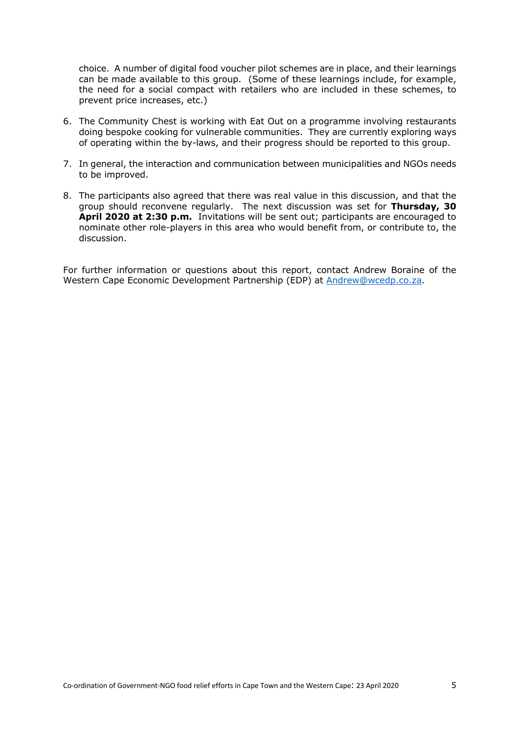choice. A number of digital food voucher pilot schemes are in place, and their learnings can be made available to this group. (Some of these learnings include, for example, the need for a social compact with retailers who are included in these schemes, to prevent price increases, etc.)

6. The Community Chest is working with Eat Out on a programme involving restaurants doing bespoke cooking for vulnerable communities. They are currently exploring ways of operating within the by-laws, and their progress should be reported to this group.

7. In general, the interaction and communication between municipalities and NGOs needs to be improved.

8. The participants also agreed that there was real value in this discussion, and that the group should reconvene regularly. The next discussion was set for **Thursday, 30 April 2020 at 2:30 p.m.** Invitations will be sent out; participants are encouraged to nominate other role-players in this area who would benefit from, or contribute to, the discussion.

For further information or questions about this report, contact Andrew Boraine of the Western Cape Economic Development Partnership (EDP) at [Andrew@wcedp.co.za](mailto:Andrew@wcedp.co.za).